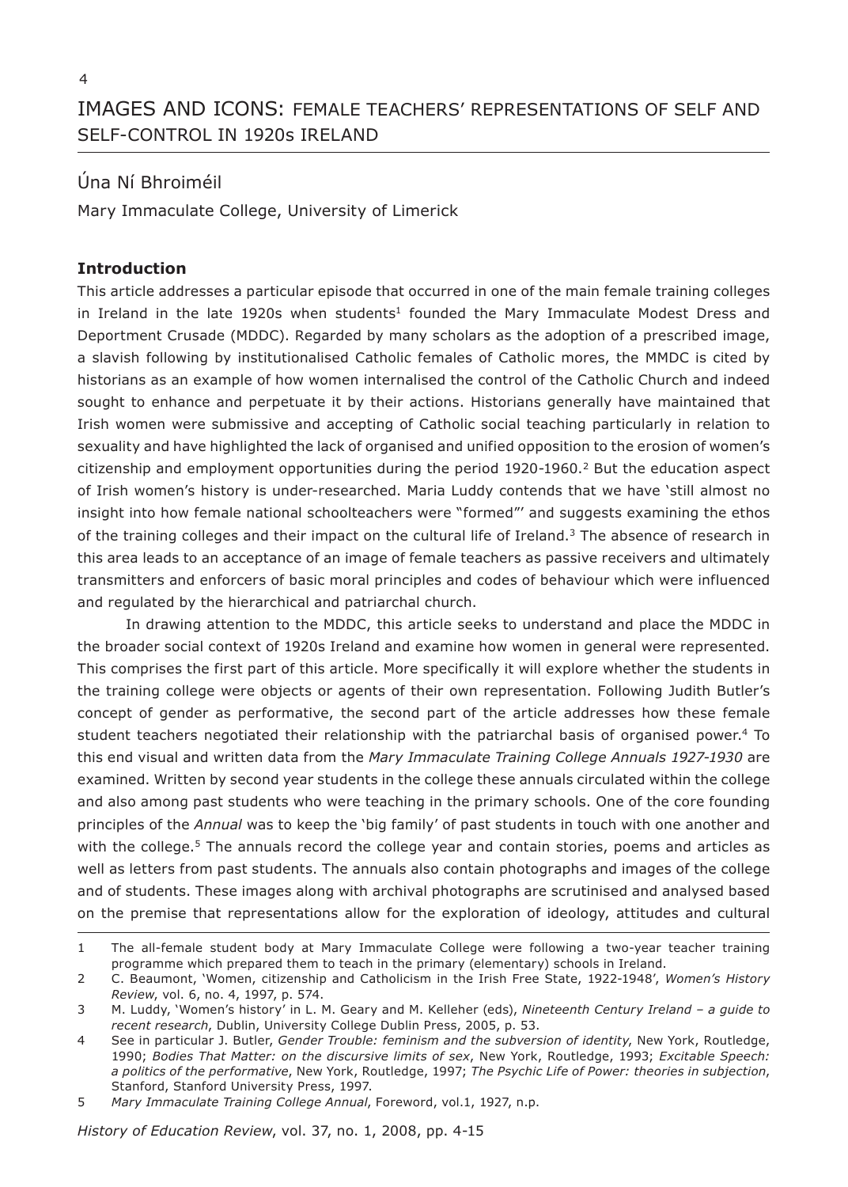# IMAGES AND ICONS: FEMALE TEACHERS' REPRESENTATIONS OF SELF AND SELF-CONTROL IN 1920s IRELAND

Úna Ní Bhroiméil

Mary Immaculate College, University of Limerick

## Introduction

This article addresses a particular episode that occurred in one of the main female training colleges in Ireland in the late 1920s when students[1] founded the Mary Immaculate Modest Dress and Deportment Crusade (MDDC). Regarded by many scholars as the adoption of a prescribed image, a slavish following by institutionalised Catholic females of Catholic mores, the MMDC is cited by historians as an example of how women internalised the control of the Catholic Church and indeed sought to enhance and perpetuate it by their actions. Historians generally have maintained that Irish women were submissive and accepting of Catholic social teaching particularly in relation to sexuality and have highlighted the lack of organised and unified opposition to the erosion of women's citizenship and employment opportunities during the period 1920-1960.[2] But the education aspect of Irish women's history is under-researched. Maria Luddy contends that we have 'still almost no insight into how female national schoolteachers were "formed"' and suggests examining the ethos of the training colleges and their impact on the cultural life of Ireland.[3] The absence of research in this area leads to an acceptance of an image of female teachers as passive receivers and ultimately transmitters and enforcers of basic moral principles and codes of behaviour which were influenced and regulated by the hierarchical and patriarchal church.

In drawing attention to the MDDC, this article seeks to understand and place the MDDC in the broader social context of 1920s Ireland and examine how women in general were represented. This comprises the first part of this article. More specifically it will explore whether the students in the training college were objects or agents of their own representation. Following Judith Butler's concept of gender as performative, the second part of the article addresses how these female student teachers negotiated their relationship with the patriarchal basis of organised power.[4] To this end visual and written data from the *Mary Immaculate Training College Annuals 1927-1930* are examined. Written by second year students in the college these annuals circulated within the college and also among past students who were teaching in the primary schools. One of the core founding principles of the *Annual* was to keep the 'big family' of past students in touch with one another and with the college.[5] The annuals record the college year and contain stories, poems and articles as well as letters from past students. The annuals also contain photographs and images of the college and of students. These images along with archival photographs are scrutinised and analysed based on the premise that representations allow for the exploration of ideology, attitudes and cultural

---

1 The all-female student body at Mary Immaculate College were following a two-year teacher training programme which prepared them to teach in the primary (elementary) schools in Ireland.

2 C. Beaumont, 'Women, citizenship and Catholicism in the Irish Free State, 1922-1948', *Women's History Review*, vol. 6, no. 4, 1997, p. 574.

3 M. Luddy, 'Women's history' in L. M. Geary and M. Kelleher (eds), *Nineteenth Century Ireland – a guide to recent research*, Dublin, University College Dublin Press, 2005, p. 53.

4 See in particular J. Butler, *Gender Trouble: feminism and the subversion of identity*, New York, Routledge, 1990; *Bodies That Matter: on the discursive limits of sex*, New York, Routledge, 1993; *Excitable Speech: a politics of the performative*, New York, Routledge, 1997; *The Psychic Life of Power: theories in subjection*, Stanford, Stanford University Press, 1997.

5 *Mary Immaculate Training College Annual*, Foreword, vol.1, 1927, n.p.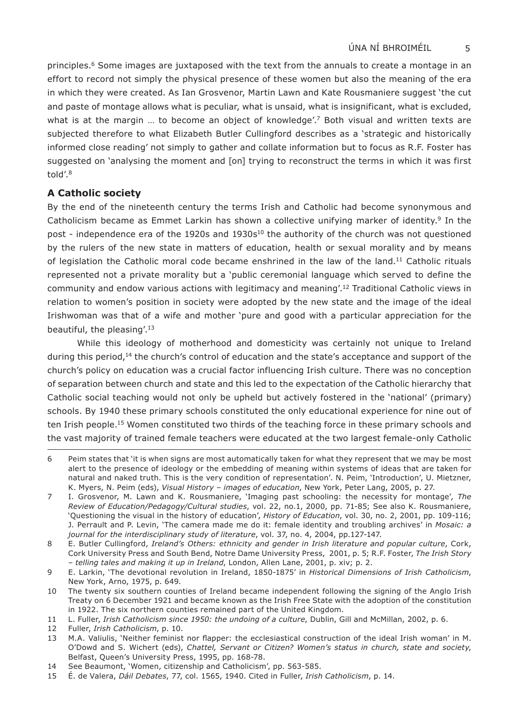principles.[6] Some images are juxtaposed with the text from the annuals to create a montage in an effort to record not simply the physical presence of these women but also the meaning of the era in which they were created. As Ian Grosvenor, Martin Lawn and Kate Rousmaniere suggest 'the cut and paste of montage allows what is peculiar, what is unsaid, what is insignificant, what is excluded, what is at the margin … to become an object of knowledge'.[7] Both visual and written texts are subjected therefore to what Elizabeth Butler Cullingford describes as a 'strategic and historically informed close reading' not simply to gather and collate information but to focus as R.F. Foster has suggested on 'analysing the moment and [on] trying to reconstruct the terms in which it was first told'.[8]

## A Catholic society

By the end of the nineteenth century the terms Irish and Catholic had become synonymous and Catholicism became as Emmet Larkin has shown a collective unifying marker of identity.[9] In the post - independence era of the 1920s and 1930s[10] the authority of the church was not questioned by the rulers of the new state in matters of education, health or sexual morality and by means of legislation the Catholic moral code became enshrined in the law of the land.[11] Catholic rituals represented not a private morality but a 'public ceremonial language which served to define the community and endow various actions with legitimacy and meaning'.[12] Traditional Catholic views in relation to women's position in society were adopted by the new state and the image of the ideal Irishwoman was that of a wife and mother 'pure and good with a particular appreciation for the beautiful, the pleasing'.[13]

While this ideology of motherhood and domesticity was certainly not unique to Ireland during this period,[14] the church's control of education and the state's acceptance and support of the church's policy on education was a crucial factor influencing Irish culture. There was no conception of separation between church and state and this led to the expectation of the Catholic hierarchy that Catholic social teaching would not only be upheld but actively fostered in the 'national' (primary) schools. By 1940 these primary schools constituted the only educational experience for nine out of ten Irish people.[15] Women constituted two thirds of the teaching force in these primary schools and the vast majority of trained female teachers were educated at the two largest female-only Catholic

---

6 Peim states that 'it is when signs are most automatically taken for what they represent that we may be most alert to the presence of ideology or the embedding of meaning within systems of ideas that are taken for natural and naked truth. This is the very condition of representation'. N. Peim, 'Introduction', U. Mietzner, K. Myers, N. Peim (eds), *Visual History – images of education*, New York, Peter Lang, 2005, p. 27.

7 I. Grosvenor, M. Lawn and K. Rousmaniere, 'Imaging past schooling: the necessity for montage', *The Review of Education/Pedagogy/Cultural studies*, vol. 22, no.1, 2000, pp. 71-85; See also K. Rousmaniere, 'Questioning the visual in the history of education', *History of Education*, vol. 30, no. 2, 2001, pp. 109-116; J. Perrault and P. Levin, 'The camera made me do it: female identity and troubling archives' in *Mosaic: a journal for the interdisciplinary study of literature*, vol. 37, no. 4, 2004, pp.127-147.

8 E. Butler Cullingford, *Ireland's Others: ethnicity and gender in Irish literature and popular culture*, Cork, Cork University Press and South Bend, Notre Dame University Press, 2001, p. 5; R.F. Foster, *The Irish Story – telling tales and making it up in Ireland*, London, Allen Lane, 2001, p. xiv; p. 2.

9 E. Larkin, 'The devotional revolution in Ireland, 1850-1875' in *Historical Dimensions of Irish Catholicism*, New York, Arno, 1975, p. 649.

10 The twenty six southern counties of Ireland became independent following the signing of the Anglo Irish Treaty on 6 December 1921 and became known as the Irish Free State with the adoption of the constitution in 1922. The six northern counties remained part of the United Kingdom.

11 L. Fuller, *Irish Catholicism since 1950: the undoing of a culture*, Dublin, Gill and McMillan, 2002, p. 6.

12 Fuller, *Irish Catholicism*, p. 10.

13 M.A. Valiulis, 'Neither feminist nor flapper: the ecclesiastical construction of the ideal Irish woman' in M. O'Dowd and S. Wichert (eds), *Chattel, Servant or Citizen? Women's status in church, state and society*, Belfast, Queen's University Press, 1995, pp. 168-78.

14 See Beaumont, 'Women, citizenship and Catholicism', pp. 563-585.

15 É. de Valera, *Dáil Debates*, 77, col. 1565, 1940. Cited in Fuller, *Irish Catholicism*, p. 14.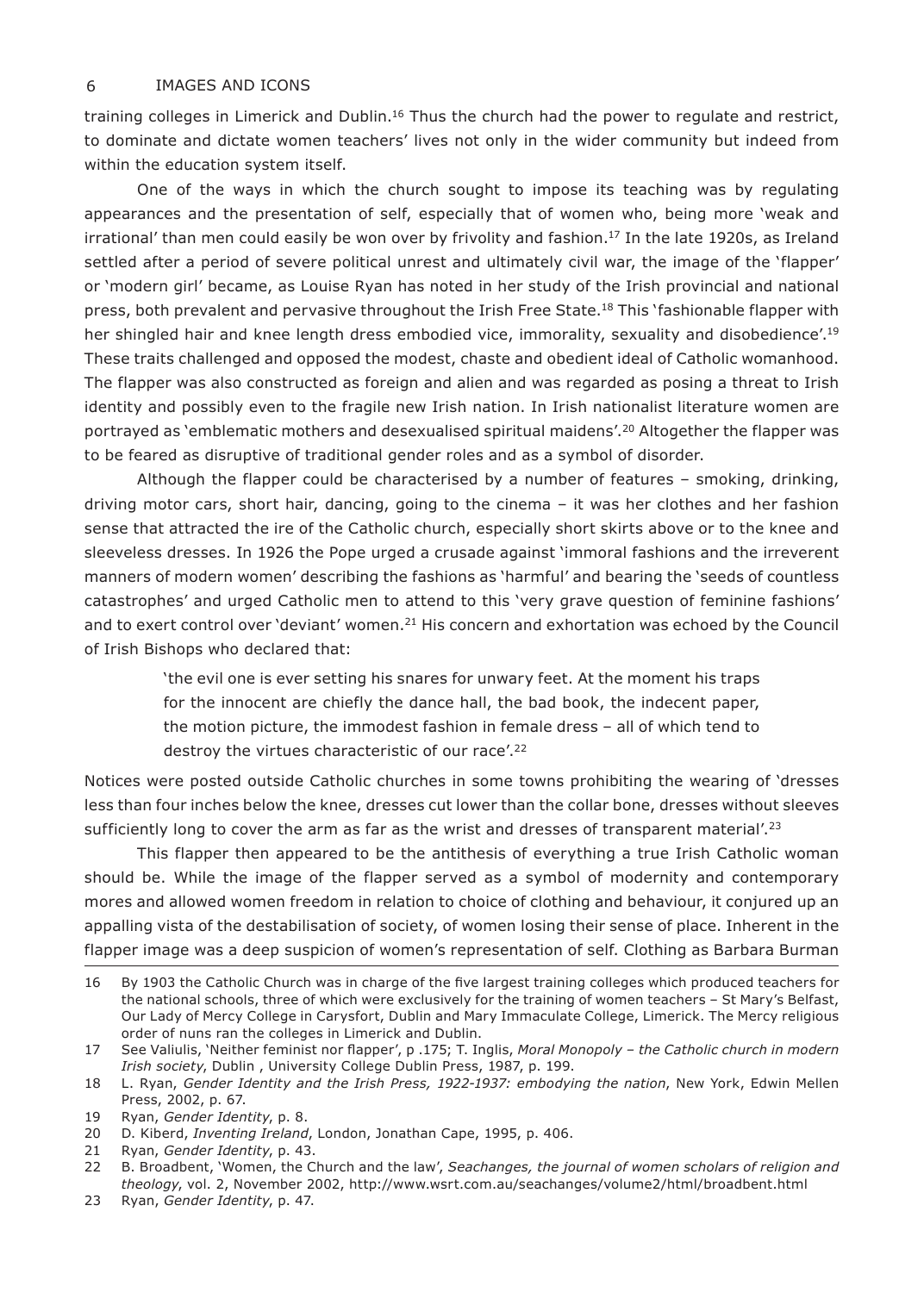training colleges in Limerick and Dublin.[16] Thus the church had the power to regulate and restrict, to dominate and dictate women teachers' lives not only in the wider community but indeed from within the education system itself.

One of the ways in which the church sought to impose its teaching was by regulating appearances and the presentation of self, especially that of women who, being more 'weak and irrational' than men could easily be won over by frivolity and fashion.[17] In the late 1920s, as Ireland settled after a period of severe political unrest and ultimately civil war, the image of the 'flapper' or 'modern girl' became, as Louise Ryan has noted in her study of the Irish provincial and national press, both prevalent and pervasive throughout the Irish Free State.[18] This 'fashionable flapper with her shingled hair and knee length dress embodied vice, immorality, sexuality and disobedience'.[19] These traits challenged and opposed the modest, chaste and obedient ideal of Catholic womanhood. The flapper was also constructed as foreign and alien and was regarded as posing a threat to Irish identity and possibly even to the fragile new Irish nation. In Irish nationalist literature women are portrayed as 'emblematic mothers and desexualised spiritual maidens'.[20] Altogether the flapper was to be feared as disruptive of traditional gender roles and as a symbol of disorder.

Although the flapper could be characterised by a number of features – smoking, drinking, driving motor cars, short hair, dancing, going to the cinema – it was her clothes and her fashion sense that attracted the ire of the Catholic church, especially short skirts above or to the knee and sleeveless dresses. In 1926 the Pope urged a crusade against 'immoral fashions and the irreverent manners of modern women' describing the fashions as 'harmful' and bearing the 'seeds of countless catastrophes' and urged Catholic men to attend to this 'very grave question of feminine fashions' and to exert control over 'deviant' women.[21] His concern and exhortation was echoed by the Council of Irish Bishops who declared that:

> 'the evil one is ever setting his snares for unwary feet. At the moment his traps for the innocent are chiefly the dance hall, the bad book, the indecent paper, the motion picture, the immodest fashion in female dress – all of which tend to destroy the virtues characteristic of our race'.[22]

Notices were posted outside Catholic churches in some towns prohibiting the wearing of 'dresses less than four inches below the knee, dresses cut lower than the collar bone, dresses without sleeves sufficiently long to cover the arm as far as the wrist and dresses of transparent material'.[23]

This flapper then appeared to be the antithesis of everything a true Irish Catholic woman should be. While the image of the flapper served as a symbol of modernity and contemporary mores and allowed women freedom in relation to choice of clothing and behaviour, it conjured up an appalling vista of the destabilisation of society, of women losing their sense of place. Inherent in the flapper image was a deep suspicion of women's representation of self. Clothing as Barbara Burman

---

16 By 1903 the Catholic Church was in charge of the five largest training colleges which produced teachers for the national schools, three of which were exclusively for the training of women teachers – St Mary's Belfast, Our Lady of Mercy College in Carysfort, Dublin and Mary Immaculate College, Limerick. The Mercy religious order of nuns ran the colleges in Limerick and Dublin.

17 See Valiulis, 'Neither feminist nor flapper', p .175; T. Inglis, *Moral Monopoly – the Catholic church in modern Irish society*, Dublin , University College Dublin Press, 1987, p. 199.

18 L. Ryan, *Gender Identity and the Irish Press, 1922-1937: embodying the nation*, New York, Edwin Mellen Press, 2002, p. 67.

19 Ryan, *Gender Identity*, p. 8.

20 D. Kiberd, *Inventing Ireland*, London, Jonathan Cape, 1995, p. 406.

21 Ryan, *Gender Identity*, p. 43.

22 B. Broadbent, 'Women, the Church and the law', *Seachanges, the journal of women scholars of religion and theology*, vol. 2, November 2002, http://www.wsrt.com.au/seachanges/volume2/html/broadbent.html

23 Ryan, *Gender Identity*, p. 47.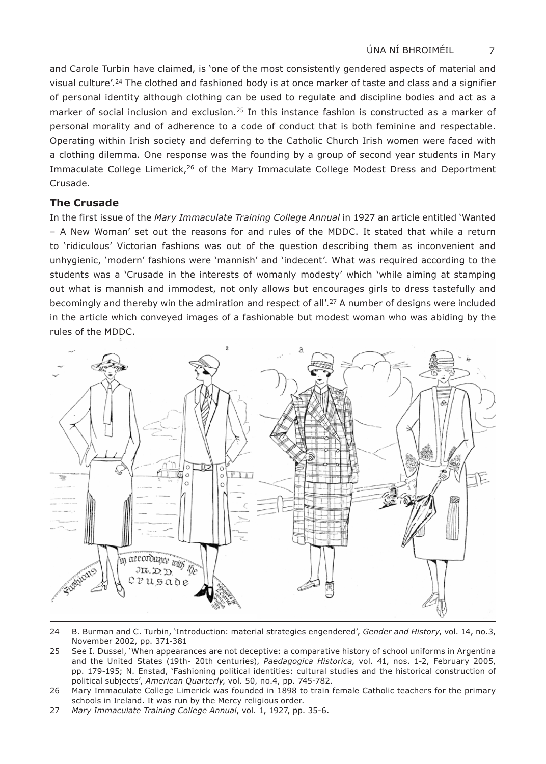and Carole Turbin have claimed, is 'one of the most consistently gendered aspects of material and visual culture'.[24] The clothed and fashioned body is at once marker of taste and class and a signifier of personal identity although clothing can be used to regulate and discipline bodies and act as a marker of social inclusion and exclusion.[25] In this instance fashion is constructed as a marker of personal morality and of adherence to a code of conduct that is both feminine and respectable. Operating within Irish society and deferring to the Catholic Church Irish women were faced with a clothing dilemma. One response was the founding by a group of second year students in Mary Immaculate College Limerick,[26] of the Mary Immaculate College Modest Dress and Deportment Crusade.

### The Crusade

In the first issue of the *Mary Immaculate Training College Annual* in 1927 an article entitled 'Wanted – A New Woman' set out the reasons for and rules of the MDDC. It stated that while a return to 'ridiculous' Victorian fashions was out of the question describing them as inconvenient and unhygienic, 'modern' fashions were 'mannish' and 'indecent'. What was required according to the students was a 'Crusade in the interests of womanly modesty' which 'while aiming at stamping out what is mannish and immodest, not only allows but encourages girls to dress tastefully and becomingly and thereby win the admiration and respect of all'.[27] A number of designs were included in the article which conveyed images of a fashionable but modest woman who was abiding by the rules of the MDDC.

---

24 B. Burman and C. Turbin, 'Introduction: material strategies engendered', *Gender and History*, vol. 14, no.3, November 2002, pp. 371-381

25 See I. Dussel, 'When appearances are not deceptive: a comparative history of school uniforms in Argentina and the United States (19th- 20th centuries), *Paedagogica Historica*, vol. 41, nos. 1-2, February 2005, pp. 179-195; N. Enstad, 'Fashioning political identities: cultural studies and the historical construction of political subjects', *American Quarterly*, vol. 50, no.4, pp. 745-782.

26 Mary Immaculate College Limerick was founded in 1898 to train female Catholic teachers for the primary schools in Ireland. It was run by the Mercy religious order.

27 *Mary Immaculate Training College Annual*, vol. 1, 1927, pp. 35-6.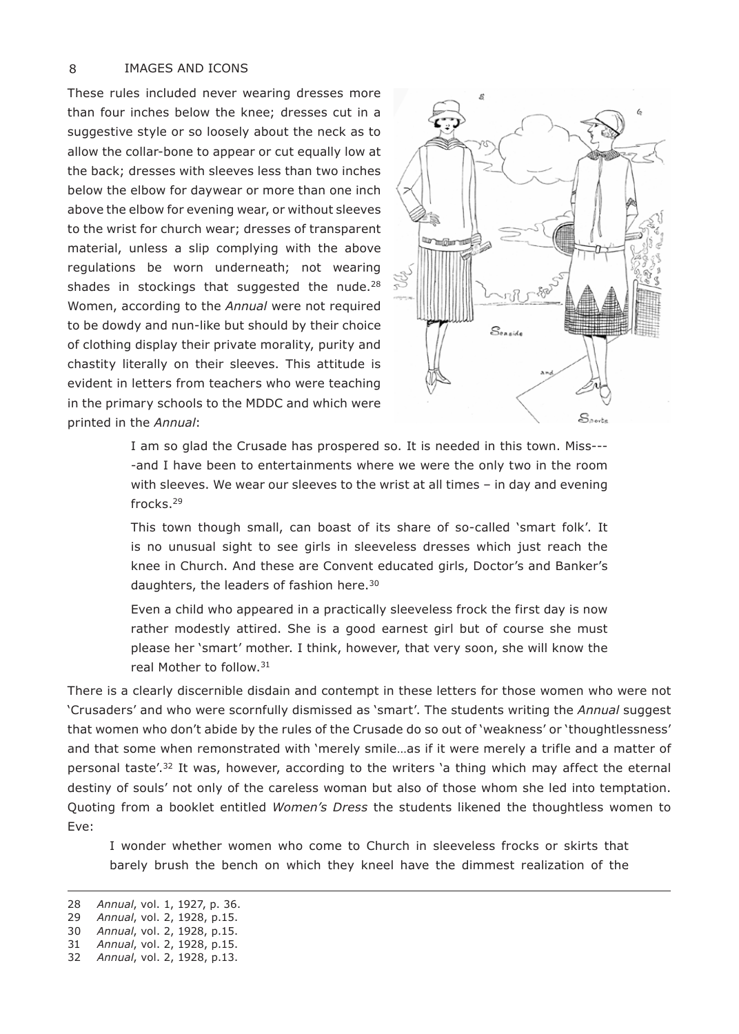These rules included never wearing dresses more than four inches below the knee; dresses cut in a suggestive style or so loosely about the neck as to allow the collar-bone to appear or cut equally low at the back; dresses with sleeves less than two inches below the elbow for daywear or more than one inch above the elbow for evening wear, or without sleeves to the wrist for church wear; dresses of transparent material, unless a slip complying with the above regulations be worn underneath; not wearing shades in stockings that suggested the nude.[28] Women, according to the *Annual* were not required to be dowdy and nun-like but should by their choice of clothing display their private morality, purity and chastity literally on their sleeves. This attitude is evident in letters from teachers who were teaching in the primary schools to the MDDC and which were printed in the *Annual*:

> I am so glad the Crusade has prospered so. It is needed in this town. Miss----and I have been to entertainments where we were the only two in the room with sleeves. We wear our sleeves to the wrist at all times – in day and evening frocks.[29]
>
> This town though small, can boast of its share of so-called 'smart folk'. It is no unusual sight to see girls in sleeveless dresses which just reach the knee in Church. And these are Convent educated girls, Doctor's and Banker's daughters, the leaders of fashion here.[30]
>
> Even a child who appeared in a practically sleeveless frock the first day is now rather modestly attired. She is a good earnest girl but of course she must please her 'smart' mother. I think, however, that very soon, she will know the real Mother to follow.[31]

There is a clearly discernible disdain and contempt in these letters for those women who were not 'Crusaders' and who were scornfully dismissed as 'smart'. The students writing the *Annual* suggest that women who don't abide by the rules of the Crusade do so out of 'weakness' or 'thoughtlessness' and that some when remonstrated with 'merely smile…as if it were merely a trifle and a matter of personal taste'.[32] It was, however, according to the writers 'a thing which may affect the eternal destiny of souls' not only of the careless woman but also of those whom she led into temptation. Quoting from a booklet entitled *Women's Dress* the students likened the thoughtless women to Eve:

> I wonder whether women who come to Church in sleeveless frocks or skirts that barely brush the bench on which they kneel have the dimmest realization of the

---

28 *Annual*, vol. 1, 1927, p. 36.
29 *Annual*, vol. 2, 1928, p.15.
30 *Annual*, vol. 2, 1928, p.15.
31 *Annual*, vol. 2, 1928, p.15.
32 *Annual*, vol. 2, 1928, p.13.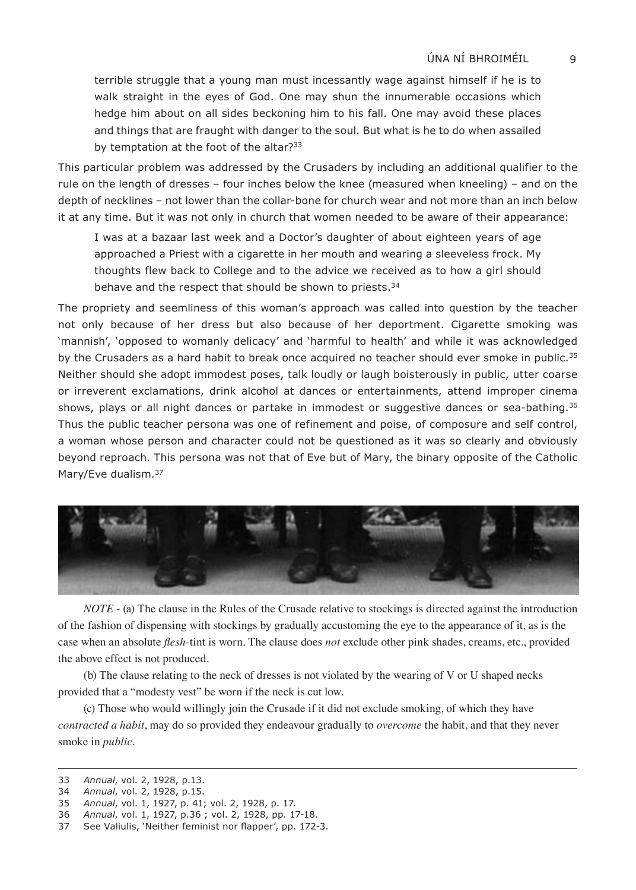terrible struggle that a young man must incessantly wage against himself if he is to walk straight in the eyes of God. One may shun the innumerable occasions which hedge him about on all sides beckoning him to his fall. One may avoid these places and things that are fraught with danger to the soul. But what is he to do when assailed by temptation at the foot of the altar?[33]

This particular problem was addressed by the Crusaders by including an additional qualifier to the rule on the length of dresses – four inches below the knee (measured when kneeling) – and on the depth of necklines – not lower than the collar-bone for church wear and not more than an inch below it at any time. But it was not only in church that women needed to be aware of their appearance:

> I was at a bazaar last week and a Doctor's daughter of about eighteen years of age approached a Priest with a cigarette in her mouth and wearing a sleeveless frock. My thoughts flew back to College and to the advice we received as to how a girl should behave and the respect that should be shown to priests.[34]

The propriety and seemliness of this woman's approach was called into question by the teacher not only because of her dress but also because of her deportment. Cigarette smoking was 'mannish', 'opposed to womanly delicacy' and 'harmful to health' and while it was acknowledged by the Crusaders as a hard habit to break once acquired no teacher should ever smoke in public.[35] Neither should she adopt immodest poses, talk loudly or laugh boisterously in public, utter coarse or irreverent exclamations, drink alcohol at dances or entertainments, attend improper cinema shows, plays or all night dances or partake in immodest or suggestive dances or sea-bathing.[36] Thus the public teacher persona was one of refinement and poise, of composure and self control, a woman whose person and character could not be questioned as it was so clearly and obviously beyond reproach. This persona was not that of Eve but of Mary, the binary opposite of the Catholic Mary/Eve dualism.[37]

*NOTE* - (a) The clause in the Rules of the Crusade relative to stockings is directed against the introduction of the fashion of dispensing with stockings by gradually accustoming the eye to the appearance of it, as is the case when an absolute *flesh*-tint is worn. The clause does *not* exclude other pink shades, creams, etc., provided the above effect is not produced.

(b) The clause relating to the neck of dresses is not violated by the wearing of V or U shaped necks provided that a "modesty vest" be worn if the neck is cut low.

(c) Those who would willingly join the Crusade if it did not exclude smoking, of which they have *contracted a habit*, may do so provided they endeavour gradually to *overcome* the habit, and that they never smoke in *public*.

---

33 *Annual*, vol. 2, 1928, p.13.
34 *Annual*, vol. 2, 1928, p.15.
35 *Annual*, vol. 1, 1927, p. 41; vol. 2, 1928, p. 17.
36 *Annual*, vol. 1, 1927, p.36 ; vol. 2, 1928, pp. 17-18.
37 See Valiulis, 'Neither feminist nor flapper', pp. 172-3.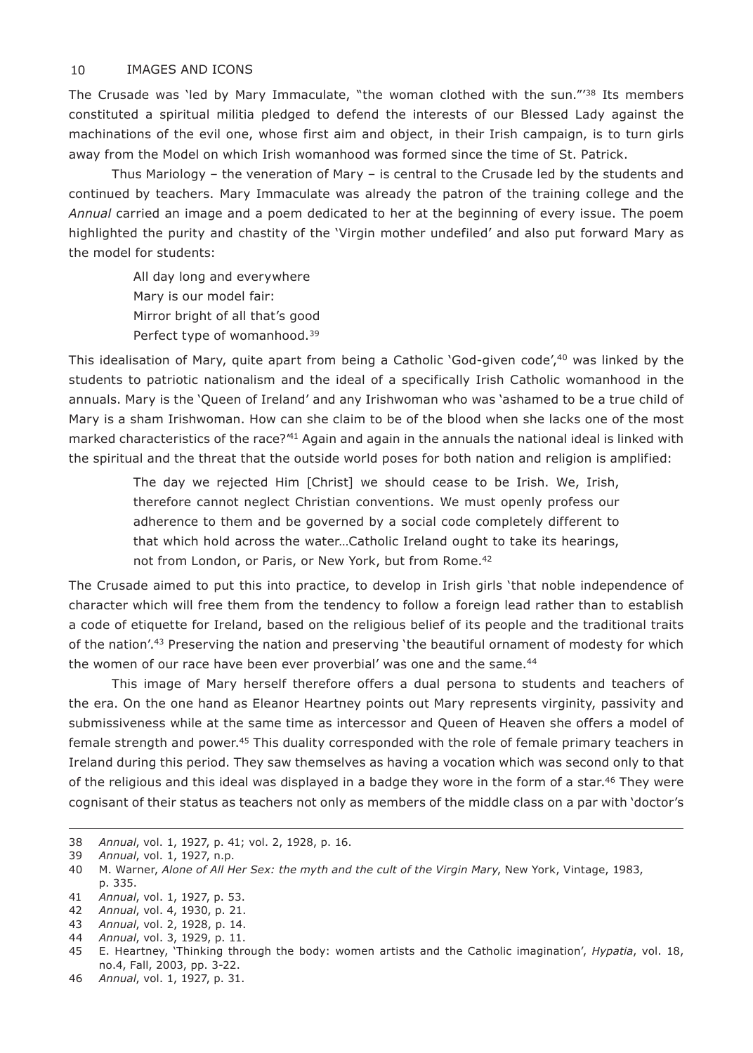The Crusade was 'led by Mary Immaculate, "the woman clothed with the sun."'[38] Its members constituted a spiritual militia pledged to defend the interests of our Blessed Lady against the machinations of the evil one, whose first aim and object, in their Irish campaign, is to turn girls away from the Model on which Irish womanhood was formed since the time of St. Patrick.

Thus Mariology – the veneration of Mary – is central to the Crusade led by the students and continued by teachers. Mary Immaculate was already the patron of the training college and the *Annual* carried an image and a poem dedicated to her at the beginning of every issue. The poem highlighted the purity and chastity of the 'Virgin mother undefiled' and also put forward Mary as the model for students:

> All day long and everywhere
> Mary is our model fair:
> Mirror bright of all that's good
> Perfect type of womanhood.[39]

This idealisation of Mary, quite apart from being a Catholic 'God-given code',[40] was linked by the students to patriotic nationalism and the ideal of a specifically Irish Catholic womanhood in the annuals. Mary is the 'Queen of Ireland' and any Irishwoman who was 'ashamed to be a true child of Mary is a sham Irishwoman. How can she claim to be of the blood when she lacks one of the most marked characteristics of the race?'[41] Again and again in the annuals the national ideal is linked with the spiritual and the threat that the outside world poses for both nation and religion is amplified:

> The day we rejected Him [Christ] we should cease to be Irish. We, Irish, therefore cannot neglect Christian conventions. We must openly profess our adherence to them and be governed by a social code completely different to that which hold across the water…Catholic Ireland ought to take its hearings, not from London, or Paris, or New York, but from Rome.[42]

The Crusade aimed to put this into practice, to develop in Irish girls 'that noble independence of character which will free them from the tendency to follow a foreign lead rather than to establish a code of etiquette for Ireland, based on the religious belief of its people and the traditional traits of the nation'.[43] Preserving the nation and preserving 'the beautiful ornament of modesty for which the women of our race have been ever proverbial' was one and the same.[44]

This image of Mary herself therefore offers a dual persona to students and teachers of the era. On the one hand as Eleanor Heartney points out Mary represents virginity, passivity and submissiveness while at the same time as intercessor and Queen of Heaven she offers a model of female strength and power.[45] This duality corresponded with the role of female primary teachers in Ireland during this period. They saw themselves as having a vocation which was second only to that of the religious and this ideal was displayed in a badge they wore in the form of a star.[46] They were cognisant of their status as teachers not only as members of the middle class on a par with 'doctor's

---

38 *Annual*, vol. 1, 1927, p. 41; vol. 2, 1928, p. 16.
39 *Annual*, vol. 1, 1927, n.p.
40 M. Warner, *Alone of All Her Sex: the myth and the cult of the Virgin Mary*, New York, Vintage, 1983, p. 335.
41 *Annual*, vol. 1, 1927, p. 53.
42 *Annual*, vol. 4, 1930, p. 21.
43 *Annual*, vol. 2, 1928, p. 14.
44 *Annual*, vol. 3, 1929, p. 11.
45 E. Heartney, 'Thinking through the body: women artists and the Catholic imagination', *Hypatia*, vol. 18, no.4, Fall, 2003, pp. 3-22.
46 *Annual*, vol. 1, 1927, p. 31.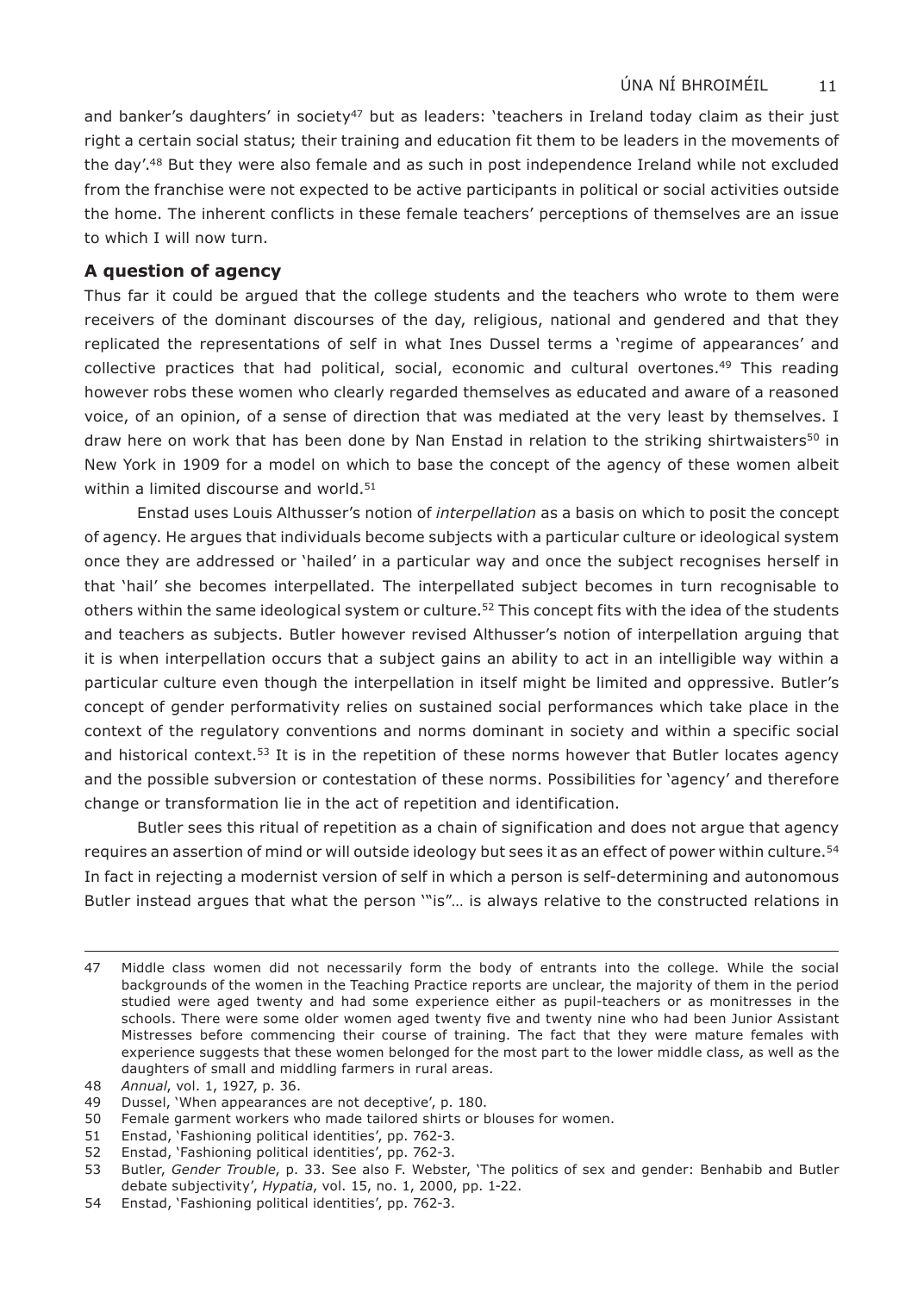and banker's daughters' in society[47] but as leaders: 'teachers in Ireland today claim as their just right a certain social status; their training and education fit them to be leaders in the movements of the day'.[48] But they were also female and as such in post independence Ireland while not excluded from the franchise were not expected to be active participants in political or social activities outside the home. The inherent conflicts in these female teachers' perceptions of themselves are an issue to which I will now turn.

## A question of agency

Thus far it could be argued that the college students and the teachers who wrote to them were receivers of the dominant discourses of the day, religious, national and gendered and that they replicated the representations of self in what Ines Dussel terms a 'regime of appearances' and collective practices that had political, social, economic and cultural overtones.[49] This reading however robs these women who clearly regarded themselves as educated and aware of a reasoned voice, of an opinion, of a sense of direction that was mediated at the very least by themselves. I draw here on work that has been done by Nan Enstad in relation to the striking shirtwaisters[50] in New York in 1909 for a model on which to base the concept of the agency of these women albeit within a limited discourse and world.[51]

Enstad uses Louis Althusser's notion of *interpellation* as a basis on which to posit the concept of agency. He argues that individuals become subjects with a particular culture or ideological system once they are addressed or 'hailed' in a particular way and once the subject recognises herself in that 'hail' she becomes interpellated. The interpellated subject becomes in turn recognisable to others within the same ideological system or culture.[52] This concept fits with the idea of the students and teachers as subjects. Butler however revised Althusser's notion of interpellation arguing that it is when interpellation occurs that a subject gains an ability to act in an intelligible way within a particular culture even though the interpellation in itself might be limited and oppressive. Butler's concept of gender performativity relies on sustained social performances which take place in the context of the regulatory conventions and norms dominant in society and within a specific social and historical context.[53] It is in the repetition of these norms however that Butler locates agency and the possible subversion or contestation of these norms. Possibilities for 'agency' and therefore change or transformation lie in the act of repetition and identification.

Butler sees this ritual of repetition as a chain of signification and does not argue that agency requires an assertion of mind or will outside ideology but sees it as an effect of power within culture.[54] In fact in rejecting a modernist version of self in which a person is self-determining and autonomous Butler instead argues that what the person '"is"… is always relative to the constructed relations in

---

47 Middle class women did not necessarily form the body of entrants into the college. While the social backgrounds of the women in the Teaching Practice reports are unclear, the majority of them in the period studied were aged twenty and had some experience either as pupil-teachers or as monitresses in the schools. There were some older women aged twenty five and twenty nine who had been Junior Assistant Mistresses before commencing their course of training. The fact that they were mature females with experience suggests that these women belonged for the most part to the lower middle class, as well as the daughters of small and middling farmers in rural areas.

48 *Annual*, vol. 1, 1927, p. 36.

49 Dussel, 'When appearances are not deceptive', p. 180.

50 Female garment workers who made tailored shirts or blouses for women.

51 Enstad, 'Fashioning political identities', pp. 762-3.

52 Enstad, 'Fashioning political identities', pp. 762-3.

53 Butler, *Gender Trouble*, p. 33. See also F. Webster, 'The politics of sex and gender: Benhabib and Butler debate subjectivity', *Hypatia*, vol. 15, no. 1, 2000, pp. 1-22.

54 Enstad, 'Fashioning political identities', pp. 762-3.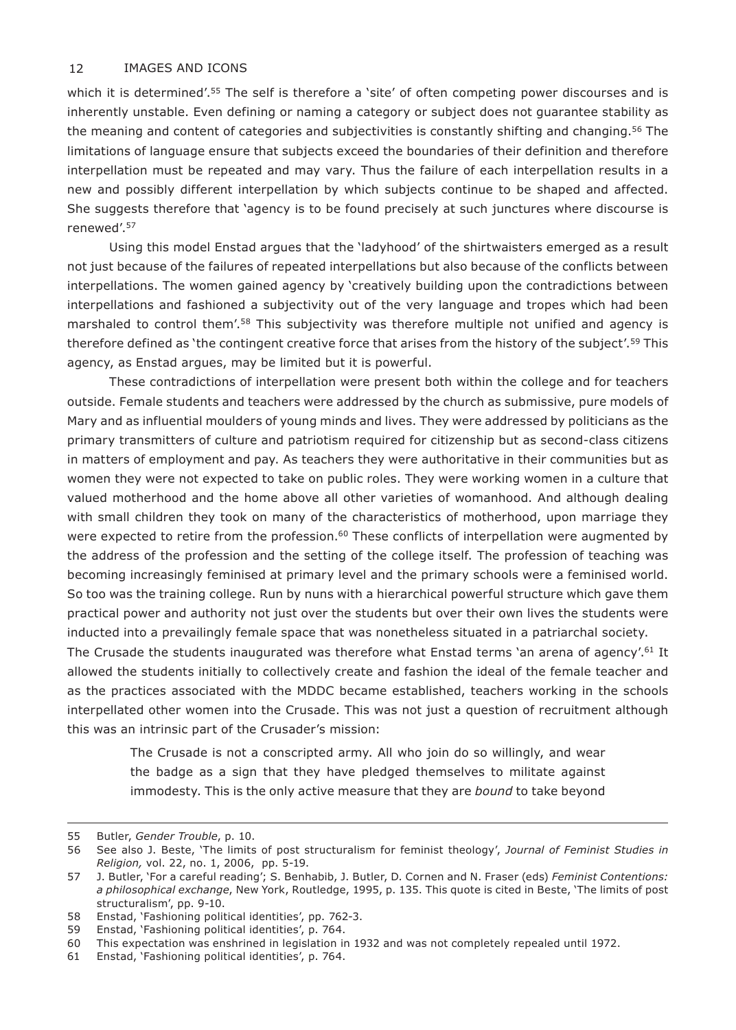which it is determined'.[55] The self is therefore a 'site' of often competing power discourses and is inherently unstable. Even defining or naming a category or subject does not guarantee stability as the meaning and content of categories and subjectivities is constantly shifting and changing.[56] The limitations of language ensure that subjects exceed the boundaries of their definition and therefore interpellation must be repeated and may vary. Thus the failure of each interpellation results in a new and possibly different interpellation by which subjects continue to be shaped and affected. She suggests therefore that 'agency is to be found precisely at such junctures where discourse is renewed'.[57]

Using this model Enstad argues that the 'ladyhood' of the shirtwaisters emerged as a result not just because of the failures of repeated interpellations but also because of the conflicts between interpellations. The women gained agency by 'creatively building upon the contradictions between interpellations and fashioned a subjectivity out of the very language and tropes which had been marshaled to control them'.[58] This subjectivity was therefore multiple not unified and agency is therefore defined as 'the contingent creative force that arises from the history of the subject'.[59] This agency, as Enstad argues, may be limited but it is powerful.

These contradictions of interpellation were present both within the college and for teachers outside. Female students and teachers were addressed by the church as submissive, pure models of Mary and as influential moulders of young minds and lives. They were addressed by politicians as the primary transmitters of culture and patriotism required for citizenship but as second-class citizens in matters of employment and pay. As teachers they were authoritative in their communities but as women they were not expected to take on public roles. They were working women in a culture that valued motherhood and the home above all other varieties of womanhood. And although dealing with small children they took on many of the characteristics of motherhood, upon marriage they were expected to retire from the profession.[60] These conflicts of interpellation were augmented by the address of the profession and the setting of the college itself. The profession of teaching was becoming increasingly feminised at primary level and the primary schools were a feminised world. So too was the training college. Run by nuns with a hierarchical powerful structure which gave them practical power and authority not just over the students but over their own lives the students were inducted into a prevailingly female space that was nonetheless situated in a patriarchal society.

The Crusade the students inaugurated was therefore what Enstad terms 'an arena of agency'.[61] It allowed the students initially to collectively create and fashion the ideal of the female teacher and as the practices associated with the MDDC became established, teachers working in the schools interpellated other women into the Crusade. This was not just a question of recruitment although this was an intrinsic part of the Crusader's mission:

> The Crusade is not a conscripted army. All who join do so willingly, and wear the badge as a sign that they have pledged themselves to militate against immodesty. This is the only active measure that they are *bound* to take beyond

---

55 Butler, *Gender Trouble*, p. 10.

56 See also J. Beste, 'The limits of post structuralism for feminist theology', *Journal of Feminist Studies in Religion,* vol. 22, no. 1, 2006, pp. 5-19.

57 J. Butler, 'For a careful reading'; S. Benhabib, J. Butler, D. Cornen and N. Fraser (eds) *Feminist Contentions: a philosophical exchange*, New York, Routledge, 1995, p. 135. This quote is cited in Beste, 'The limits of post structuralism', pp. 9-10.

58 Enstad, 'Fashioning political identities', pp. 762-3.

59 Enstad, 'Fashioning political identities', p. 764.

60 This expectation was enshrined in legislation in 1932 and was not completely repealed until 1972.

61 Enstad, 'Fashioning political identities', p. 764.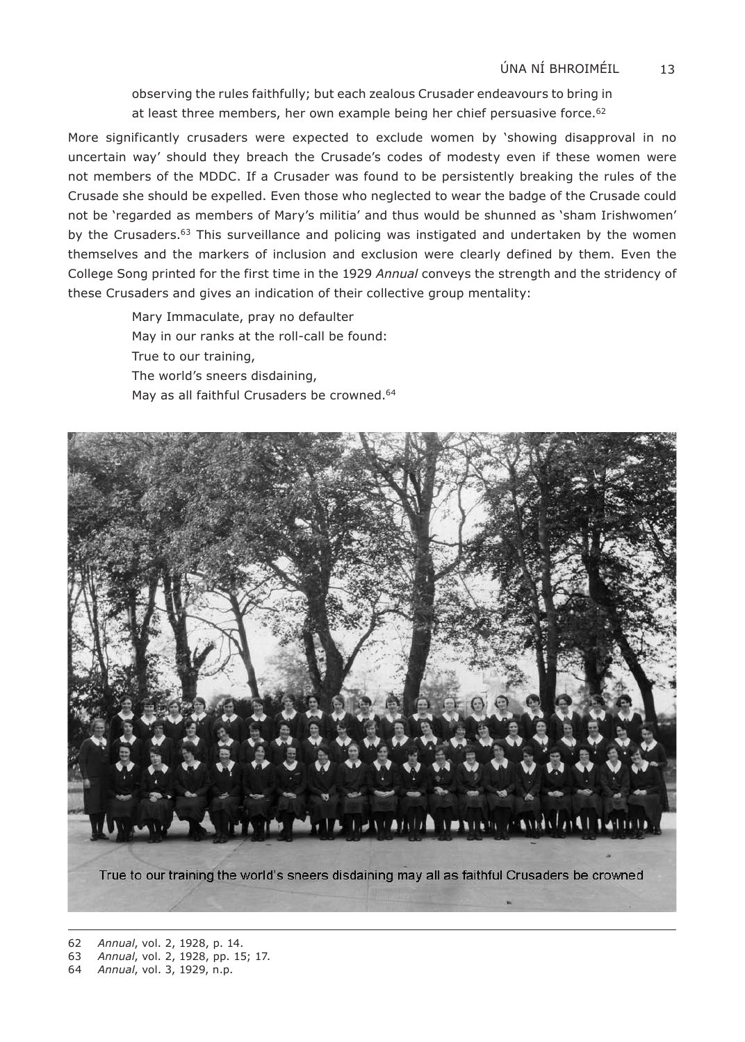observing the rules faithfully; but each zealous Crusader endeavours to bring in at least three members, her own example being her chief persuasive force.[62]

More significantly crusaders were expected to exclude women by 'showing disapproval in no uncertain way' should they breach the Crusade's codes of modesty even if these women were not members of the MDDC. If a Crusader was found to be persistently breaking the rules of the Crusade she should be expelled. Even those who neglected to wear the badge of the Crusade could not be 'regarded as members of Mary's militia' and thus would be shunned as 'sham Irishwomen' by the Crusaders.[63] This surveillance and policing was instigated and undertaken by the women themselves and the markers of inclusion and exclusion were clearly defined by them. Even the College Song printed for the first time in the 1929 *Annual* conveys the strength and the stridency of these Crusaders and gives an indication of their collective group mentality:

> Mary Immaculate, pray no defaulter
> May in our ranks at the roll-call be found:
> True to our training,
> The world's sneers disdaining,
> May as all faithful Crusaders be crowned.[64]

True to our training the world's sneers disdaining may all as faithful Crusaders be crowned

---

62 *Annual*, vol. 2, 1928, p. 14.
63 *Annual*, vol. 2, 1928, pp. 15; 17.
64 *Annual*, vol. 3, 1929, n.p.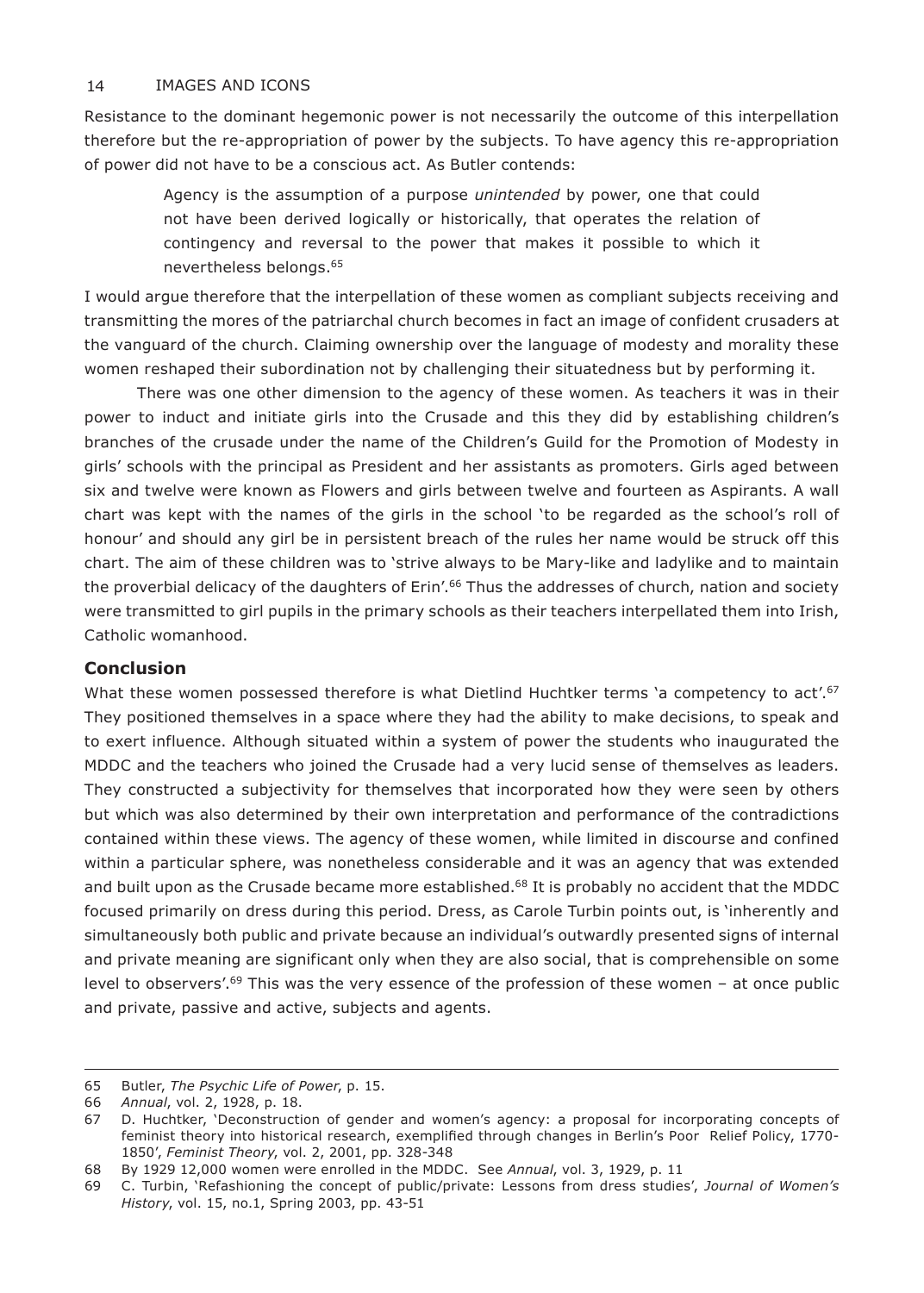Resistance to the dominant hegemonic power is not necessarily the outcome of this interpellation therefore but the re-appropriation of power by the subjects. To have agency this re-appropriation of power did not have to be a conscious act. As Butler contends:

> Agency is the assumption of a purpose *unintended* by power, one that could not have been derived logically or historically, that operates the relation of contingency and reversal to the power that makes it possible to which it nevertheless belongs.[65]

I would argue therefore that the interpellation of these women as compliant subjects receiving and transmitting the mores of the patriarchal church becomes in fact an image of confident crusaders at the vanguard of the church. Claiming ownership over the language of modesty and morality these women reshaped their subordination not by challenging their situatedness but by performing it.

There was one other dimension to the agency of these women. As teachers it was in their power to induct and initiate girls into the Crusade and this they did by establishing children's branches of the crusade under the name of the Children's Guild for the Promotion of Modesty in girls' schools with the principal as President and her assistants as promoters. Girls aged between six and twelve were known as Flowers and girls between twelve and fourteen as Aspirants. A wall chart was kept with the names of the girls in the school 'to be regarded as the school's roll of honour' and should any girl be in persistent breach of the rules her name would be struck off this chart. The aim of these children was to 'strive always to be Mary-like and ladylike and to maintain the proverbial delicacy of the daughters of Erin'.[66] Thus the addresses of church, nation and society were transmitted to girl pupils in the primary schools as their teachers interpellated them into Irish, Catholic womanhood.

## Conclusion

What these women possessed therefore is what Dietlind Huchtker terms 'a competency to act'.[67] They positioned themselves in a space where they had the ability to make decisions, to speak and to exert influence. Although situated within a system of power the students who inaugurated the MDDC and the teachers who joined the Crusade had a very lucid sense of themselves as leaders. They constructed a subjectivity for themselves that incorporated how they were seen by others but which was also determined by their own interpretation and performance of the contradictions contained within these views. The agency of these women, while limited in discourse and confined within a particular sphere, was nonetheless considerable and it was an agency that was extended and built upon as the Crusade became more established.[68] It is probably no accident that the MDDC focused primarily on dress during this period. Dress, as Carole Turbin points out, is 'inherently and simultaneously both public and private because an individual's outwardly presented signs of internal and private meaning are significant only when they are also social, that is comprehensible on some level to observers'.[69] This was the very essence of the profession of these women – at once public and private, passive and active, subjects and agents.

---

65 Butler, *The Psychic Life of Power*, p. 15.

66 *Annual*, vol. 2, 1928, p. 18.

67 D. Huchtker, 'Deconstruction of gender and women's agency: a proposal for incorporating concepts of feminist theory into historical research, exemplified through changes in Berlin's Poor Relief Policy, 1770-1850', *Feminist Theory*, vol. 2, 2001, pp. 328-348

68 By 1929 12,000 women were enrolled in the MDDC. See *Annual*, vol. 3, 1929, p. 11

69 C. Turbin, 'Refashioning the concept of public/private: Lessons from dress studies', *Journal of Women's History*, vol. 15, no.1, Spring 2003, pp. 43-51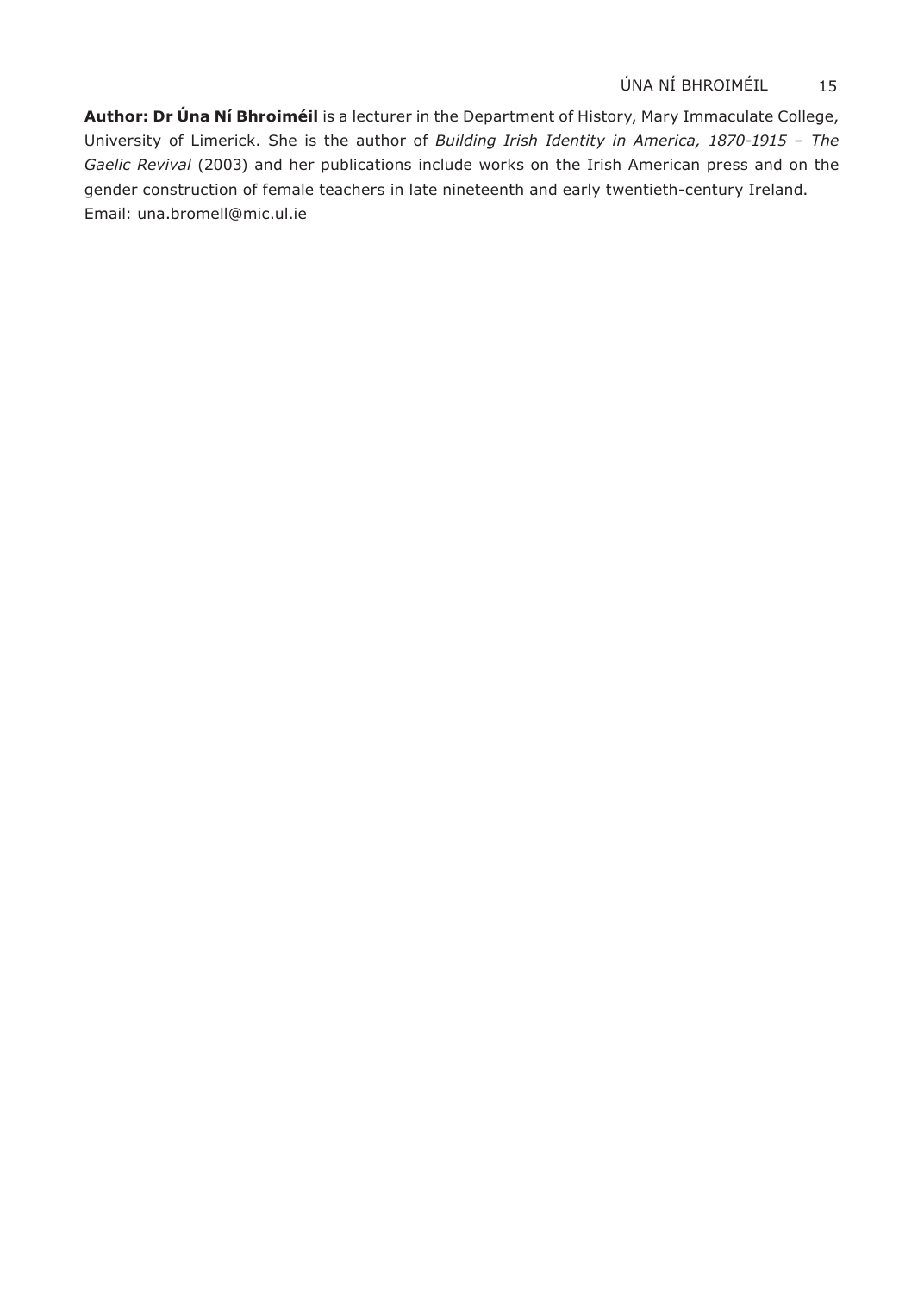**Author: Dr Úna Ní Bhroiméil** is a lecturer in the Department of History, Mary Immaculate College, University of Limerick. She is the author of *Building Irish Identity in America, 1870-1915 – The Gaelic Revival* (2003) and her publications include works on the Irish American press and on the gender construction of female teachers in late nineteenth and early twentieth-century Ireland.
Email: una.bromell@mic.ul.ie